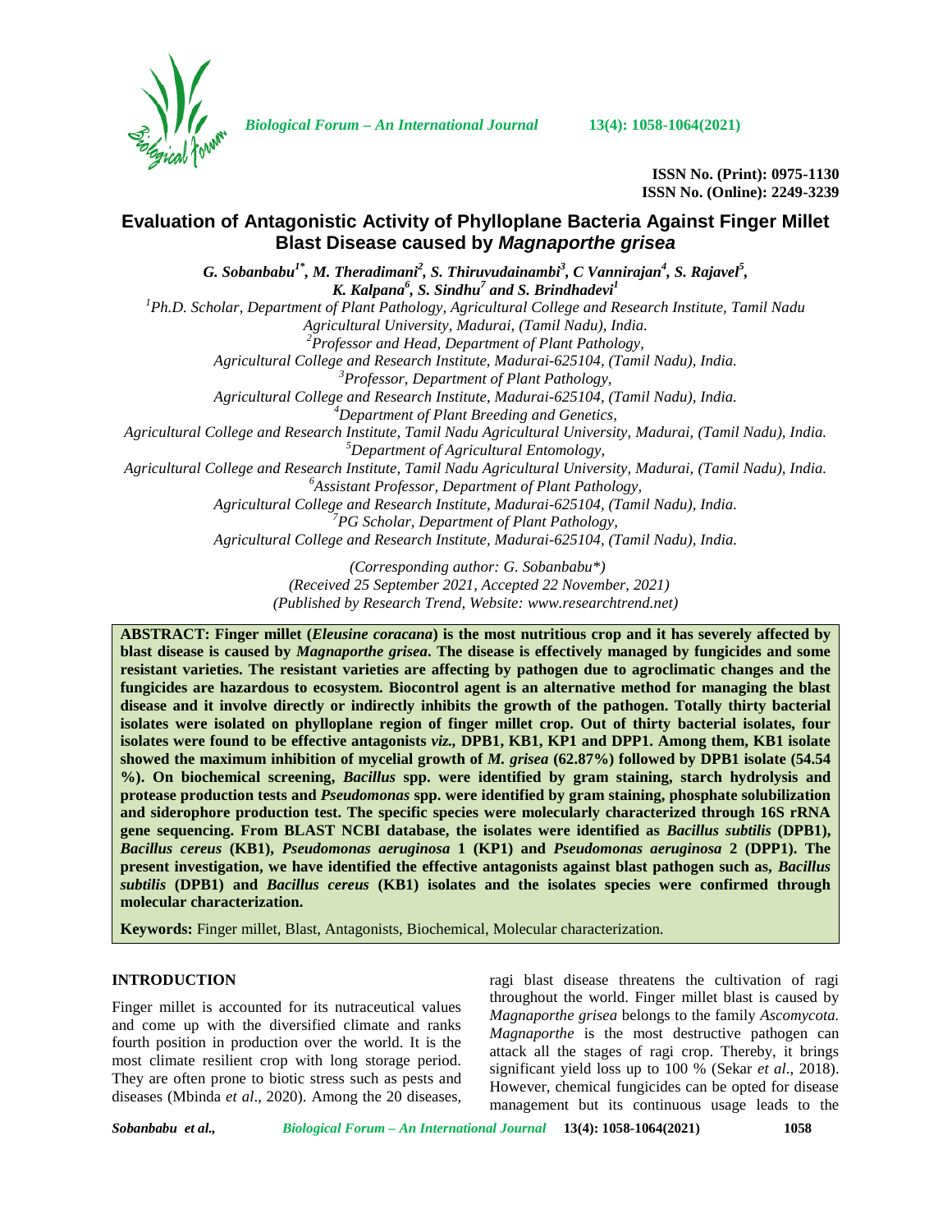ISSN No. (Print): 0975-1130
ISSN No. (Online): 2249-3239

# Evaluation of Antagonistic Activity of Phylloplane Bacteria Against Finger Millet Blast Disease caused by *Magnaporthe grisea*

***G. Sobanbabu[1*], M. Theradimani[2], S. Thiruvudainambi[3], C Vannirajan[4], S. Rajavel[5], K. Kalpana[6], S. Sindhu[7] and S. Brindhadevi[1]***

[1]*Ph.D. Scholar, Department of Plant Pathology, Agricultural College and Research Institute, Tamil Nadu Agricultural University, Madurai, (Tamil Nadu), India.*
[2]*Professor and Head, Department of Plant Pathology, Agricultural College and Research Institute, Madurai-625104, (Tamil Nadu), India.*
[3]*Professor, Department of Plant Pathology, Agricultural College and Research Institute, Madurai-625104, (Tamil Nadu), India.*
[4]*Department of Plant Breeding and Genetics, Agricultural College and Research Institute, Tamil Nadu Agricultural University, Madurai, (Tamil Nadu), India.*
[5]*Department of Agricultural Entomology, Agricultural College and Research Institute, Tamil Nadu Agricultural University, Madurai, (Tamil Nadu), India.*
[6]*Assistant Professor, Department of Plant Pathology, Agricultural College and Research Institute, Madurai-625104, (Tamil Nadu), India.*
[7]*PG Scholar, Department of Plant Pathology, Agricultural College and Research Institute, Madurai-625104, (Tamil Nadu), India.*

*(Corresponding author: G. Sobanbabu\*)*
*(Received 25 September 2021, Accepted 22 November, 2021)*
*(Published by Research Trend, Website: www.researchtrend.net)*

**ABSTRACT: Finger millet (*Eleusine coracana*) is the most nutritious crop and it has severely affected by blast disease is caused by *Magnaporthe grisea*. The disease is effectively managed by fungicides and some resistant varieties. The resistant varieties are affecting by pathogen due to agroclimatic changes and the fungicides are hazardous to ecosystem. Biocontrol agent is an alternative method for managing the blast disease and it involve directly or indirectly inhibits the growth of the pathogen. Totally thirty bacterial isolates were isolated on phylloplane region of finger millet crop. Out of thirty bacterial isolates, four isolates were found to be effective antagonists *viz.,* DPB1, KB1, KP1 and DPP1. Among them, KB1 isolate showed the maximum inhibition of mycelial growth of *M. grisea* (62.87%) followed by DPB1 isolate (54.54 %). On biochemical screening, *Bacillus* spp. were identified by gram staining, starch hydrolysis and protease production tests and *Pseudomonas* spp. were identified by gram staining, phosphate solubilization and siderophore production test. The specific species were molecularly characterized through 16S rRNA gene sequencing. From BLAST NCBI database, the isolates were identified as *Bacillus subtilis* (DPB1), *Bacillus cereus* (KB1), *Pseudomonas aeruginosa* 1 (KP1) and *Pseudomonas aeruginosa* 2 (DPP1). The present investigation, we have identified the effective antagonists against blast pathogen such as, *Bacillus subtilis* (DPB1) and *Bacillus cereus* (KB1) isolates and the isolates species were confirmed through molecular characterization.**

**Keywords:** Finger millet, Blast, Antagonists, Biochemical, Molecular characterization.

## INTRODUCTION

Finger millet is accounted for its nutraceutical values and come up with the diversified climate and ranks fourth position in production over the world. It is the most climate resilient crop with long storage period. They are often prone to biotic stress such as pests and diseases (Mbinda *et al*., 2020). Among the 20 diseases, ragi blast disease threatens the cultivation of ragi throughout the world. Finger millet blast is caused by *Magnaporthe grisea* belongs to the family *Ascomycota. Magnaporthe* is the most destructive pathogen can attack all the stages of ragi crop. Thereby, it brings significant yield loss up to 100 % (Sekar *et al*., 2018). However, chemical fungicides can be opted for disease management but its continuous usage leads to the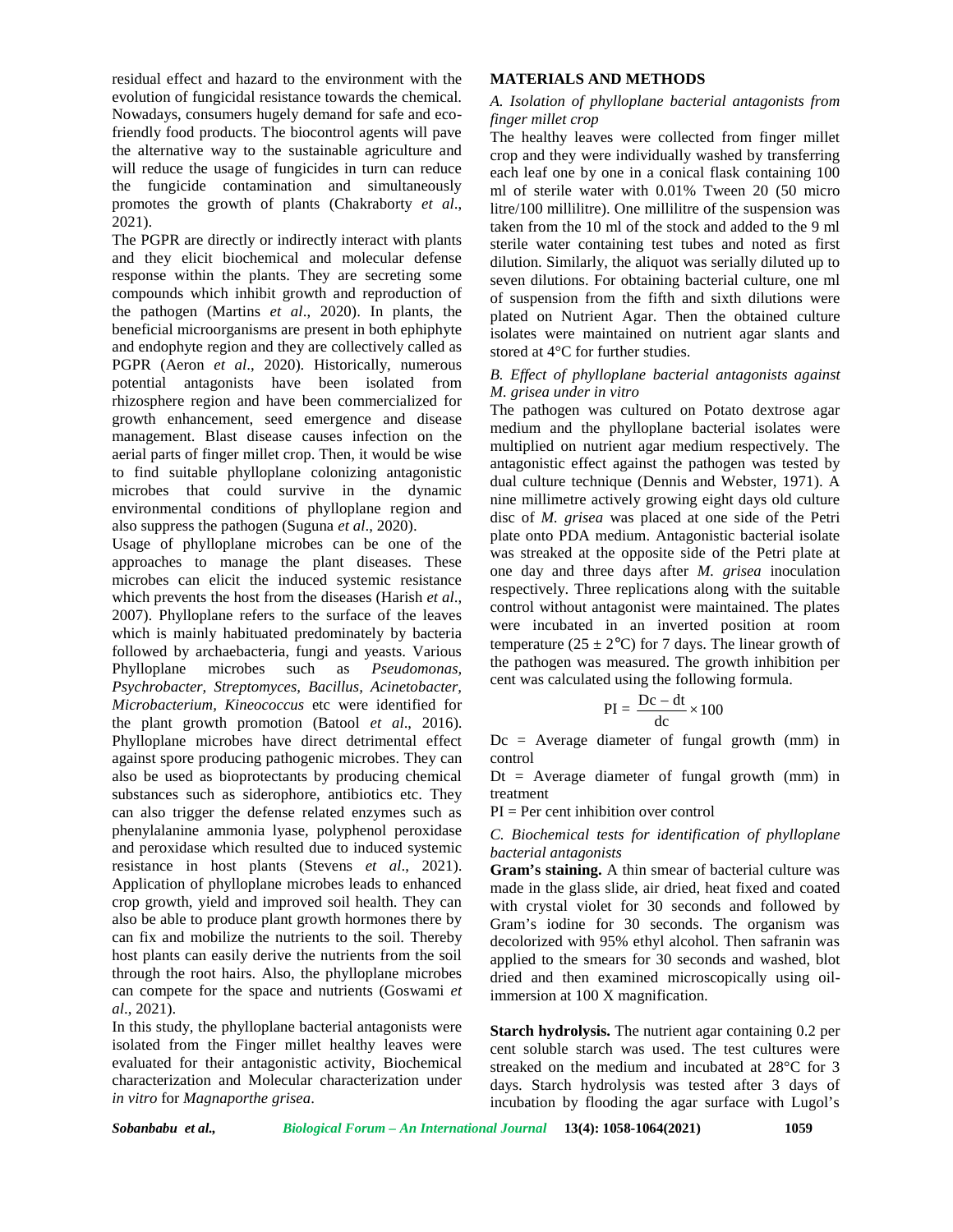residual effect and hazard to the environment with the evolution of fungicidal resistance towards the chemical. Nowadays, consumers hugely demand for safe and eco-friendly food products. The biocontrol agents will pave the alternative way to the sustainable agriculture and will reduce the usage of fungicides in turn can reduce the fungicide contamination and simultaneously promotes the growth of plants (Chakraborty *et al*., 2021).

The PGPR are directly or indirectly interact with plants and they elicit biochemical and molecular defense response within the plants. They are secreting some compounds which inhibit growth and reproduction of the pathogen (Martins *et al*., 2020). In plants, the beneficial microorganisms are present in both ephiphyte and endophyte region and they are collectively called as PGPR (Aeron *et al*., 2020). Historically, numerous potential antagonists have been isolated from rhizosphere region and have been commercialized for growth enhancement, seed emergence and disease management. Blast disease causes infection on the aerial parts of finger millet crop. Then, it would be wise to find suitable phylloplane colonizing antagonistic microbes that could survive in the dynamic environmental conditions of phylloplane region and also suppress the pathogen (Suguna *et al*., 2020).

Usage of phylloplane microbes can be one of the approaches to manage the plant diseases. These microbes can elicit the induced systemic resistance which prevents the host from the diseases (Harish *et al*., 2007). Phylloplane refers to the surface of the leaves which is mainly habituated predominately by bacteria followed by archaebacteria, fungi and yeasts. Various Phylloplane microbes such as *Pseudomonas, Psychrobacter, Streptomyces, Bacillus, Acinetobacter, Microbacterium, Kineococcus* etc were identified for the plant growth promotion (Batool *et al*., 2016). Phylloplane microbes have direct detrimental effect against spore producing pathogenic microbes. They can also be used as bioprotectants by producing chemical substances such as siderophore, antibiotics etc. They can also trigger the defense related enzymes such as phenylalanine ammonia lyase, polyphenol peroxidase and peroxidase which resulted due to induced systemic resistance in host plants (Stevens *et al*., 2021). Application of phylloplane microbes leads to enhanced crop growth, yield and improved soil health. They can also be able to produce plant growth hormones there by can fix and mobilize the nutrients to the soil. Thereby host plants can easily derive the nutrients from the soil through the root hairs. Also, the phylloplane microbes can compete for the space and nutrients (Goswami *et al*., 2021).

In this study, the phylloplane bacterial antagonists were isolated from the Finger millet healthy leaves were evaluated for their antagonistic activity, Biochemical characterization and Molecular characterization under *in vitro* for *Magnaporthe grisea*.

## MATERIALS AND METHODS

### *A. Isolation of phylloplane bacterial antagonists from finger millet crop*

The healthy leaves were collected from finger millet crop and they were individually washed by transferring each leaf one by one in a conical flask containing 100 ml of sterile water with 0.01% Tween 20 (50 micro litre/100 millilitre). One millilitre of the suspension was taken from the 10 ml of the stock and added to the 9 ml sterile water containing test tubes and noted as first dilution. Similarly, the aliquot was serially diluted up to seven dilutions. For obtaining bacterial culture, one ml of suspension from the fifth and sixth dilutions were plated on Nutrient Agar. Then the obtained culture isolates were maintained on nutrient agar slants and stored at 4°C for further studies.

### *B. Effect of phylloplane bacterial antagonists against M. grisea under in vitro*

The pathogen was cultured on Potato dextrose agar medium and the phylloplane bacterial isolates were multiplied on nutrient agar medium respectively. The antagonistic effect against the pathogen was tested by dual culture technique (Dennis and Webster, 1971). A nine millimetre actively growing eight days old culture disc of *M. grisea* was placed at one side of the Petri plate onto PDA medium. Antagonistic bacterial isolate was streaked at the opposite side of the Petri plate at one day and three days after *M. grisea* inoculation respectively. Three replications along with the suitable control without antagonist were maintained. The plates were incubated in an inverted position at room temperature (25 ± 2°C) for 7 days. The linear growth of the pathogen was measured. The growth inhibition per cent was calculated using the following formula.

$$PI = \frac{Dc - dt}{dc} \times 100$$

Dc = Average diameter of fungal growth (mm) in control

Dt = Average diameter of fungal growth (mm) in treatment

PI = Per cent inhibition over control

### *C. Biochemical tests for identification of phylloplane bacterial antagonists*

**Gram's staining.** A thin smear of bacterial culture was made in the glass slide, air dried, heat fixed and coated with crystal violet for 30 seconds and followed by Gram's iodine for 30 seconds. The organism was decolorized with 95% ethyl alcohol. Then safranin was applied to the smears for 30 seconds and washed, blot dried and then examined microscopically using oil-immersion at 100 X magnification.

**Starch hydrolysis.** The nutrient agar containing 0.2 per cent soluble starch was used. The test cultures were streaked on the medium and incubated at 28°C for 3 days. Starch hydrolysis was tested after 3 days of incubation by flooding the agar surface with Lugol's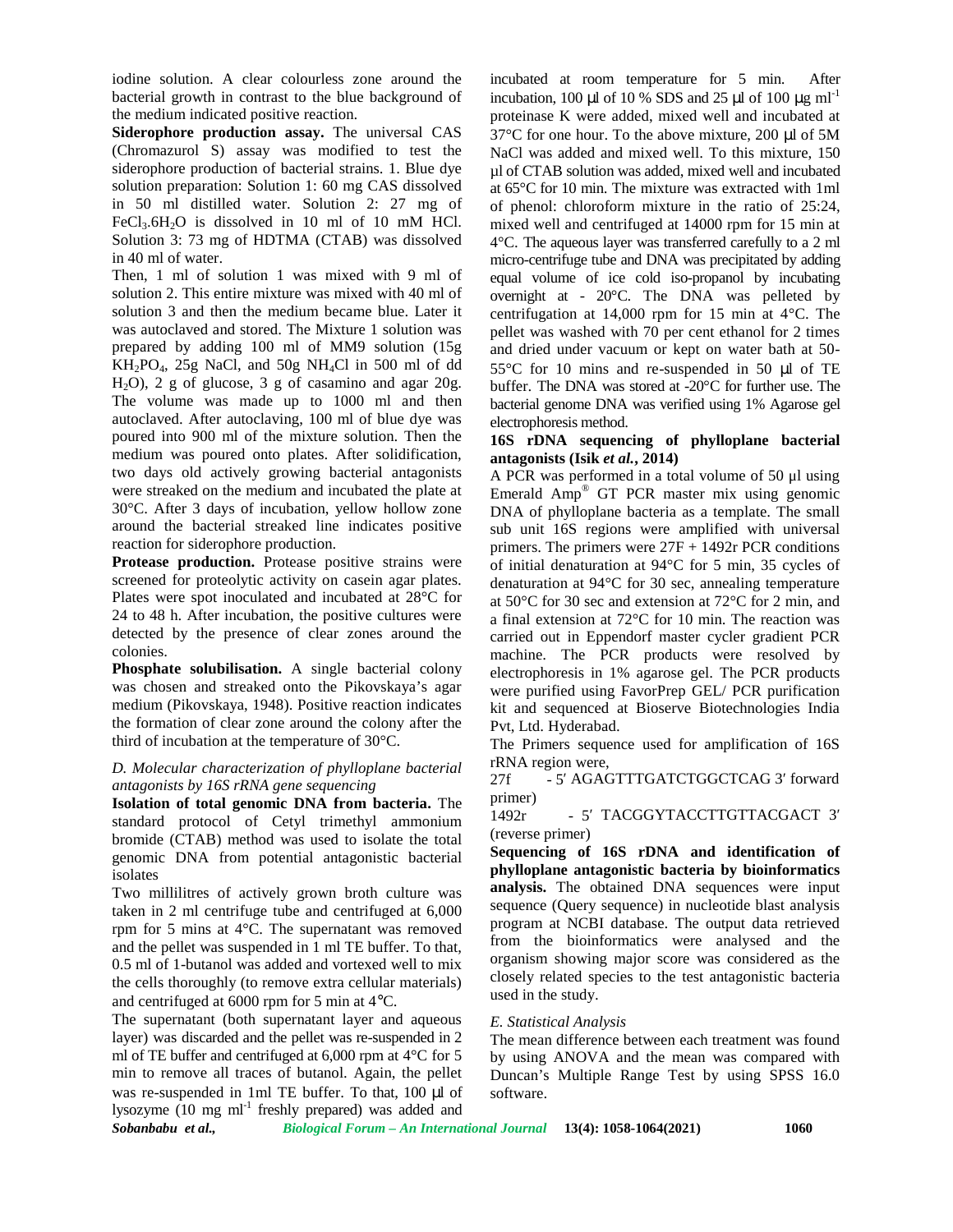iodine solution. A clear colourless zone around the bacterial growth in contrast to the blue background of the medium indicated positive reaction.

**Siderophore production assay.** The universal CAS (Chromazurol S) assay was modified to test the siderophore production of bacterial strains. 1. Blue dye solution preparation: Solution 1: 60 mg CAS dissolved in 50 ml distilled water. Solution 2: 27 mg of $FeCl_3.6H_2O$ is dissolved in 10 ml of 10 mM HCl. Solution 3: 73 mg of HDTMA (CTAB) was dissolved in 40 ml of water.

Then, 1 ml of solution 1 was mixed with 9 ml of solution 2. This entire mixture was mixed with 40 ml of solution 3 and then the medium became blue. Later it was autoclaved and stored. The Mixture 1 solution was prepared by adding 100 ml of MM9 solution (15g $KH_2PO_4$, 25g NaCl, and 50g $NH_4Cl$ in 500 ml of dd $H_2O$), 2 g of glucose, 3 g of casamino and agar 20g. The volume was made up to 1000 ml and then autoclaved. After autoclaving, 100 ml of blue dye was poured into 900 ml of the mixture solution. Then the medium was poured onto plates. After solidification, two days old actively growing bacterial antagonists were streaked on the medium and incubated the plate at 30°C. After 3 days of incubation, yellow hollow zone around the bacterial streaked line indicates positive reaction for siderophore production.

**Protease production.** Protease positive strains were screened for proteolytic activity on casein agar plates. Plates were spot inoculated and incubated at 28°C for 24 to 48 h. After incubation, the positive cultures were detected by the presence of clear zones around the colonies.

**Phosphate solubilisation.** A single bacterial colony was chosen and streaked onto the Pikovskaya's agar medium (Pikovskaya, 1948). Positive reaction indicates the formation of clear zone around the colony after the third of incubation at the temperature of 30°C.

*D. Molecular characterization of phylloplane bacterial antagonists by 16S rRNA gene sequencing*

**Isolation of total genomic DNA from bacteria.** The standard protocol of Cetyl trimethyl ammonium bromide (CTAB) method was used to isolate the total genomic DNA from potential antagonistic bacterial isolates

Two millilitres of actively grown broth culture was taken in 2 ml centrifuge tube and centrifuged at 6,000 rpm for 5 mins at 4°C. The supernatant was removed and the pellet was suspended in 1 ml TE buffer. To that, 0.5 ml of 1-butanol was added and vortexed well to mix the cells thoroughly (to remove extra cellular materials) and centrifuged at 6000 rpm for 5 min at 4°C.

The supernatant (both supernatant layer and aqueous layer) was discarded and the pellet was re-suspended in 2 ml of TE buffer and centrifuged at 6,000 rpm at 4°C for 5 min to remove all traces of butanol. Again, the pellet was re-suspended in 1ml TE buffer. To that, 100 µl of lysozyme (10 mg $ml^{-1}$ freshly prepared) was added and incubated at room temperature for 5 min. After incubation, 100 µl of 10 % SDS and 25 µl of 100 µg $ml^{-1}$ proteinase K were added, mixed well and incubated at 37°C for one hour. To the above mixture, 200 µl of 5M NaCl was added and mixed well. To this mixture, 150 µl of CTAB solution was added, mixed well and incubated at 65°C for 10 min. The mixture was extracted with 1ml of phenol: chloroform mixture in the ratio of 25:24, mixed well and centrifuged at 14000 rpm for 15 min at 4°C. The aqueous layer was transferred carefully to a 2 ml micro-centrifuge tube and DNA was precipitated by adding equal volume of ice cold iso-propanol by incubating overnight at - 20°C. The DNA was pelleted by centrifugation at 14,000 rpm for 15 min at 4°C. The pellet was washed with 70 per cent ethanol for 2 times and dried under vacuum or kept on water bath at 50-55°C for 10 mins and re-suspended in 50 µl of TE buffer. The DNA was stored at -20°C for further use. The bacterial genome DNA was verified using 1% Agarose gel electrophoresis method.

**16S rDNA sequencing of phylloplane bacterial antagonists (Isik *et al.*, 2014)**

A PCR was performed in a total volume of 50 µl using Emerald Amp® GT PCR master mix using genomic DNA of phylloplane bacteria as a template. The small sub unit 16S regions were amplified with universal primers. The primers were 27F + 1492r PCR conditions of initial denaturation at 94°C for 5 min, 35 cycles of denaturation at 94°C for 30 sec, annealing temperature at 50°C for 30 sec and extension at 72°C for 2 min, and a final extension at 72°C for 10 min. The reaction was carried out in Eppendorf master cycler gradient PCR machine. The PCR products were resolved by electrophoresis in 1% agarose gel. The PCR products were purified using FavorPrep GEL/ PCR purification kit and sequenced at Bioserve Biotechnologies India Pvt, Ltd. Hyderabad.

The Primers sequence used for amplification of 16S rRNA region were,

27f - 5′ AGAGTTTGATCTGGCTCAG 3′ forward primer)

1492r - 5′ TACGGYTACCTTGTTACGACT 3′ (reverse primer)

**Sequencing of 16S rDNA and identification of phylloplane antagonistic bacteria by bioinformatics analysis.** The obtained DNA sequences were input sequence (Query sequence) in nucleotide blast analysis program at NCBI database. The output data retrieved from the bioinformatics were analysed and the organism showing major score was considered as the closely related species to the test antagonistic bacteria used in the study.

*E. Statistical Analysis*

The mean difference between each treatment was found by using ANOVA and the mean was compared with Duncan's Multiple Range Test by using SPSS 16.0 software.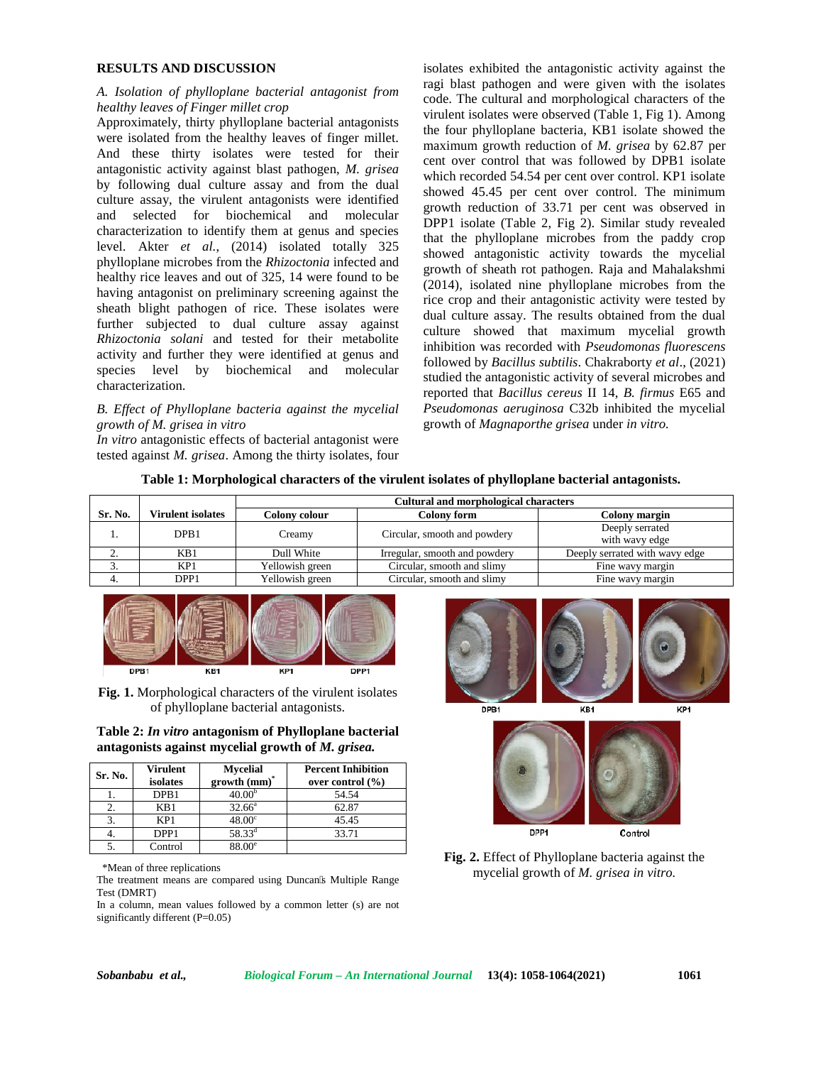## RESULTS AND DISCUSSION

*A. Isolation of phylloplane bacterial antagonist from healthy leaves of Finger millet crop*

Approximately, thirty phylloplane bacterial antagonists were isolated from the healthy leaves of finger millet. And these thirty isolates were tested for their antagonistic activity against blast pathogen, *M. grisea* by following dual culture assay and from the dual culture assay, the virulent antagonists were identified and selected for biochemical and molecular characterization to identify them at genus and species level. Akter *et al.*, (2014) isolated totally 325 phylloplane microbes from the *Rhizoctonia* infected and healthy rice leaves and out of 325, 14 were found to be having antagonist on preliminary screening against the sheath blight pathogen of rice. These isolates were further subjected to dual culture assay against *Rhizoctonia solani* and tested for their metabolite activity and further they were identified at genus and species level by biochemical and molecular characterization.

*B. Effect of Phylloplane bacteria against the mycelial growth of M. grisea in vitro*

*In vitro* antagonistic effects of bacterial antagonist were tested against *M. grisea*. Among the thirty isolates, four isolates exhibited the antagonistic activity against the ragi blast pathogen and were given with the isolates code. The cultural and morphological characters of the virulent isolates were observed (Table 1, Fig 1). Among the four phylloplane bacteria, KB1 isolate showed the maximum growth reduction of *M. grisea* by 62.87 per cent over control that was followed by DPB1 isolate which recorded 54.54 per cent over control. KP1 isolate showed 45.45 per cent over control. The minimum growth reduction of 33.71 per cent was observed in DPP1 isolate (Table 2, Fig 2). Similar study revealed that the phylloplane microbes from the paddy crop showed antagonistic activity towards the mycelial growth of sheath rot pathogen. Raja and Mahalakshmi (2014), isolated nine phylloplane microbes from the rice crop and their antagonistic activity were tested by dual culture assay. The results obtained from the dual culture showed that maximum mycelial growth inhibition was recorded with *Pseudomonas fluorescens* followed by *Bacillus subtilis*. Chakraborty *et al*., (2021) studied the antagonistic activity of several microbes and reported that *Bacillus cereus* II 14, *B. firmus* E65 and *Pseudomonas aeruginosa* C32b inhibited the mycelial growth of *Magnaporthe grisea* under *in vitro.*

**Table 1: Morphological characters of the virulent isolates of phylloplane bacterial antagonists.**

| Sr. No. | Virulent isolates | Cultural and morphological characters | | |
|---|---|---|---|---|
| | | Colony colour | Colony form | Colony margin |
| 1. | DPB1 | Creamy | Circular, smooth and powdery | Deeply serrated with wavy edge |
| 2. | KB1 | Dull White | Irregular, smooth and powdery | Deeply serrated with wavy edge |
| 3. | KP1 | Yellowish green | Circular, smooth and slimy | Fine wavy margin |
| 4. | DPP1 | Yellowish green | Circular, smooth and slimy | Fine wavy margin |

**Fig. 1.** Morphological characters of the virulent isolates of phylloplane bacterial antagonists.

**Table 2: *In vitro* antagonism of Phylloplane bacterial antagonists against mycelial growth of *M. grisea.***

| Sr. No. | Virulent isolates | Mycelial growth (mm)* | Percent Inhibition over control (%) |
|---|---|---|---|
| 1. | DPB1 | $40.00^{b}$ | 54.54 |
| 2. | KB1 | $32.66^{a}$ | 62.87 |
| 3. | KP1 | $48.00^{c}$ | 45.45 |
| 4. | DPP1 | $58.33^{d}$ | 33.71 |
| 5. | Control | $88.00^{e}$ | |

*Mean of three replications

The treatment means are compared using Duncan's Multiple Range Test (DMRT)

In a column, mean values followed by a common letter (s) are not significantly different (P=0.05)

**Fig. 2.** Effect of Phylloplane bacteria against the mycelial growth of *M. grisea in vitro.*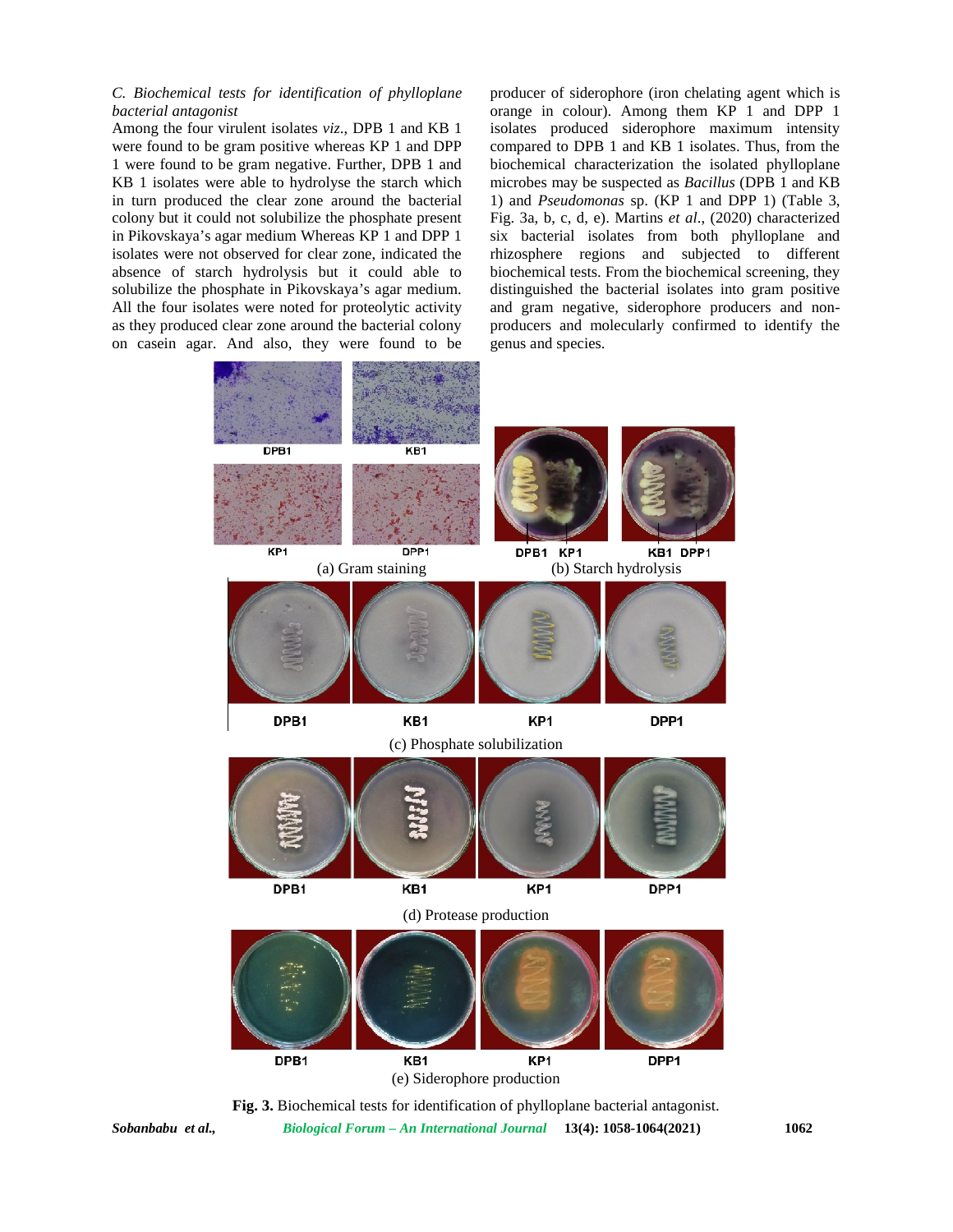*C. Biochemical tests for identification of phylloplane bacterial antagonist*

Among the four virulent isolates *viz*., DPB 1 and KB 1 were found to be gram positive whereas KP 1 and DPP 1 were found to be gram negative. Further, DPB 1 and KB 1 isolates were able to hydrolyse the starch which in turn produced the clear zone around the bacterial colony but it could not solubilize the phosphate present in Pikovskaya's agar medium Whereas KP 1 and DPP 1 isolates were not observed for clear zone, indicated the absence of starch hydrolysis but it could able to solubilize the phosphate in Pikovskaya's agar medium. All the four isolates were noted for proteolytic activity as they produced clear zone around the bacterial colony on casein agar. And also, they were found to be producer of siderophore (iron chelating agent which is orange in colour). Among them KP 1 and DPP 1 isolates produced siderophore maximum intensity compared to DPB 1 and KB 1 isolates. Thus, from the biochemical characterization the isolated phylloplane microbes may be suspected as *Bacillus* (DPB 1 and KB 1) and *Pseudomonas* sp. (KP 1 and DPP 1) (Table 3, Fig. 3a, b, c, d, e). Martins *et al*., (2020) characterized six bacterial isolates from both phylloplane and rhizosphere regions and subjected to different biochemical tests. From the biochemical screening, they distinguished the bacterial isolates into gram positive and gram negative, siderophore producers and non-producers and molecularly confirmed to identify the genus and species.

(a) Gram staining

(b) Starch hydrolysis

(c) Phosphate solubilization

(d) Protease production

(e) Siderophore production

**Fig. 3.** Biochemical tests for identification of phylloplane bacterial antagonist.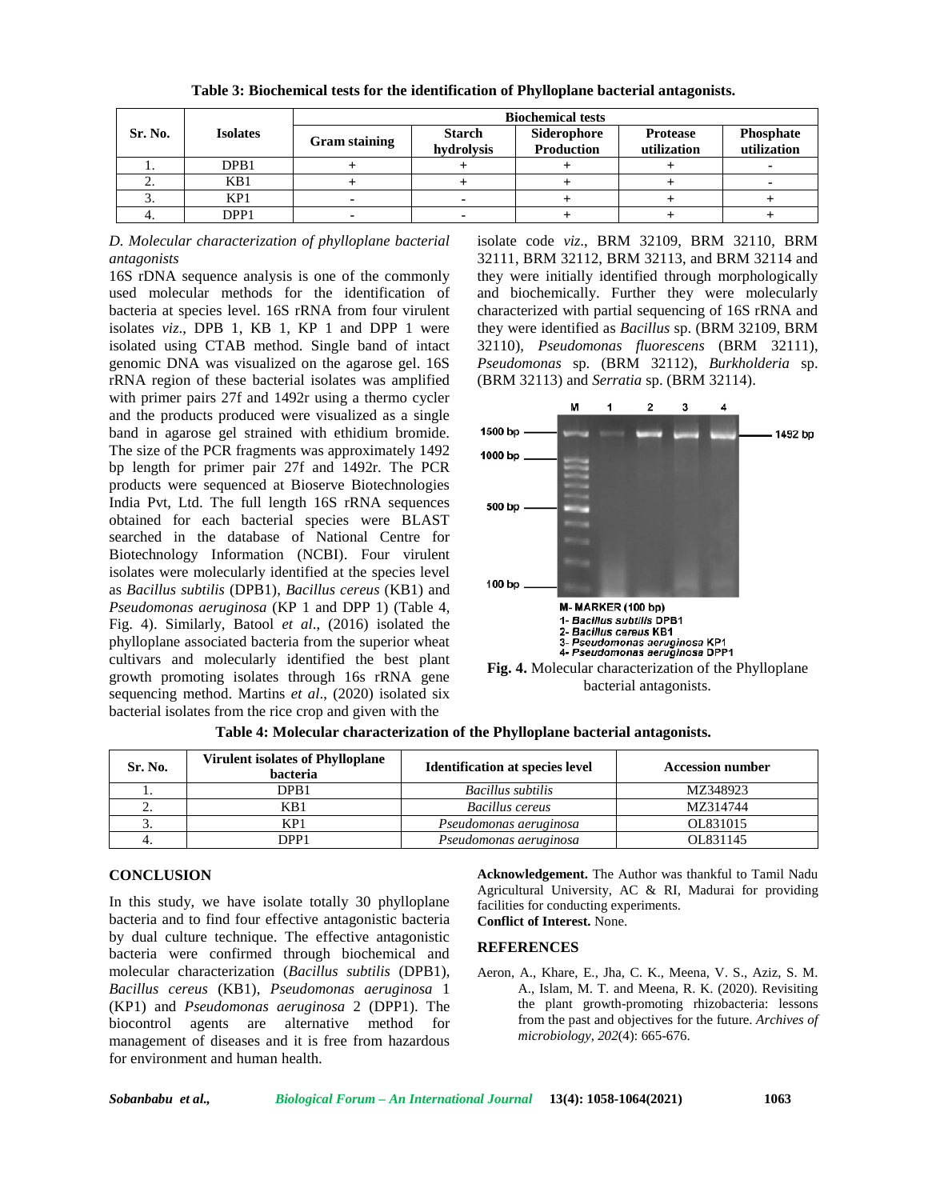**Table 3: Biochemical tests for the identification of Phylloplane bacterial antagonists.**

| Sr. No. | Isolates | Biochemical tests | | | | |
|---|---|---|---|---|---|---|
| | | Gram staining | Starch hydrolysis | Siderophore Production | Protease utilization | Phosphate utilization |
| 1. | DPB1 | + | + | + | + | - |
| 2. | KB1 | + | + | + | + | - |
| 3. | KP1 | - | - | + | + | + |
| 4. | DPP1 | - | - | + | + | + |

*D. Molecular characterization of phylloplane bacterial antagonists*

16S rDNA sequence analysis is one of the commonly used molecular methods for the identification of bacteria at species level. 16S rRNA from four virulent isolates *viz*., DPB 1, KB 1, KP 1 and DPP 1 were isolated using CTAB method. Single band of intact genomic DNA was visualized on the agarose gel. 16S rRNA region of these bacterial isolates was amplified with primer pairs 27f and 1492r using a thermo cycler and the products produced were visualized as a single band in agarose gel strained with ethidium bromide. The size of the PCR fragments was approximately 1492 bp length for primer pair 27f and 1492r. The PCR products were sequenced at Bioserve Biotechnologies India Pvt, Ltd. The full length 16S rRNA sequences obtained for each bacterial species were BLAST searched in the database of National Centre for Biotechnology Information (NCBI). Four virulent isolates were molecularly identified at the species level as *Bacillus subtilis* (DPB1), *Bacillus cereus* (KB1) and *Pseudomonas aeruginosa* (KP 1 and DPP 1) (Table 4, Fig. 4). Similarly, Batool *et al*., (2016) isolated the phylloplane associated bacteria from the superior wheat cultivars and molecularly identified the best plant growth promoting isolates through 16s rRNA gene sequencing method. Martins *et al*., (2020) isolated six bacterial isolates from the rice crop and given with the isolate code *viz*., BRM 32109, BRM 32110, BRM 32111, BRM 32112, BRM 32113, and BRM 32114 and they were initially identified through morphologically and biochemically. Further they were molecularly characterized with partial sequencing of 16S rRNA and they were identified as *Bacillus* sp. (BRM 32109, BRM 32110), *Pseudomonas fluorescens* (BRM 32111), *Pseudomonas* sp. (BRM 32112), *Burkholderia* sp. (BRM 32113) and *Serratia* sp. (BRM 32114).

M- MARKER (100 bp)
1- *Bacillus subtilis* DPB1
2- *Bacillus cereus* KB1
3- *Pseudomonas aeruginosa* KP1
4- *Pseudomonas aeruginosa* DPP1

**Fig. 4.** Molecular characterization of the Phylloplane bacterial antagonists.

**Table 4: Molecular characterization of the Phylloplane bacterial antagonists.**

| Sr. No. | Virulent isolates of Phylloplane bacteria | Identification at species level | Accession number |
|---|---|---|---|
| 1. | DPB1 | *Bacillus subtilis* | MZ348923 |
| 2. | KB1 | *Bacillus cereus* | MZ314744 |
| 3. | KP1 | *Pseudomonas aeruginosa* | OL831015 |
| 4. | DPP1 | *Pseudomonas aeruginosa* | OL831145 |

## CONCLUSION

In this study, we have isolate totally 30 phylloplane bacteria and to find four effective antagonistic bacteria by dual culture technique. The effective antagonistic bacteria were confirmed through biochemical and molecular characterization (*Bacillus subtilis* (DPB1), *Bacillus cereus* (KB1), *Pseudomonas aeruginosa* 1 (KP1) and *Pseudomonas aeruginosa* 2 (DPP1). The biocontrol agents are alternative method for management of diseases and it is free from hazardous for environment and human health.

**Acknowledgement.** The Author was thankful to Tamil Nadu Agricultural University, AC & RI, Madurai for providing facilities for conducting experiments.

**Conflict of Interest.** None.

## REFERENCES

Aeron, A., Khare, E., Jha, C. K., Meena, V. S., Aziz, S. M. A., Islam, M. T. and Meena, R. K. (2020). Revisiting the plant growth-promoting rhizobacteria: lessons from the past and objectives for the future. *Archives of microbiology*, *202*(4): 665-676.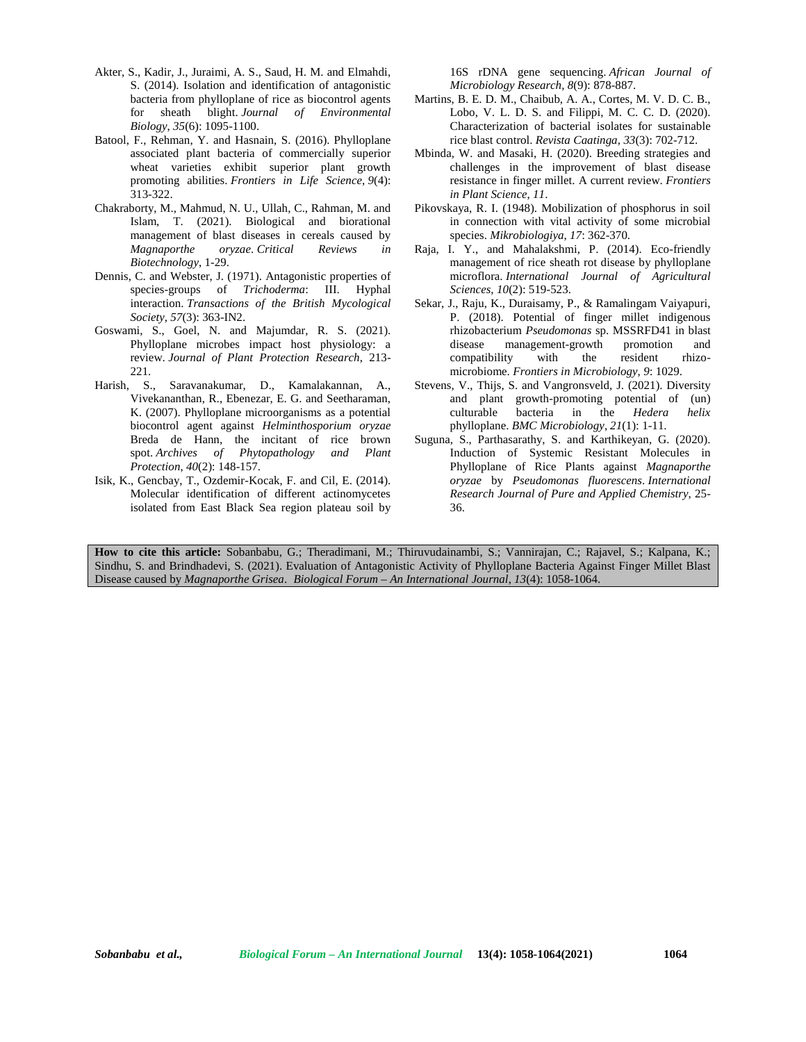Akter, S., Kadir, J., Juraimi, A. S., Saud, H. M. and Elmahdi, S. (2014). Isolation and identification of antagonistic bacteria from phylloplane of rice as biocontrol agents for sheath blight. *Journal of Environmental Biology*, *35*(6): 1095-1100.

Batool, F., Rehman, Y. and Hasnain, S. (2016). Phylloplane associated plant bacteria of commercially superior wheat varieties exhibit superior plant growth promoting abilities. *Frontiers in Life Science*, *9*(4): 313-322.

Chakraborty, M., Mahmud, N. U., Ullah, C., Rahman, M. and Islam, T. (2021). Biological and biorational management of blast diseases in cereals caused by *Magnaporthe oryzae*. *Critical Reviews in Biotechnology*, 1-29.

Dennis, C. and Webster, J. (1971). Antagonistic properties of species-groups of *Trichoderma*: III. Hyphal interaction. *Transactions of the British Mycological Society*, *57*(3): 363-IN2.

Goswami, S., Goel, N. and Majumdar, R. S. (2021). Phylloplane microbes impact host physiology: a review. *Journal of Plant Protection Research*, 213-221.

Harish, S., Saravanakumar, D., Kamalakannan, A., Vivekananthan, R., Ebenezar, E. G. and Seetharaman, K. (2007). Phylloplane microorganisms as a potential biocontrol agent against *Helminthosporium oryzae* Breda de Hann, the incitant of rice brown spot. *Archives of Phytopathology and Plant Protection*, *40*(2): 148-157.

Isik, K., Gencbay, T., Ozdemir-Kocak, F. and Cil, E. (2014). Molecular identification of different actinomycetes isolated from East Black Sea region plateau soil by 16S rDNA gene sequencing. *African Journal of Microbiology Research*, *8*(9): 878-887.

Martins, B. E. D. M., Chaibub, A. A., Cortes, M. V. D. C. B., Lobo, V. L. D. S. and Filippi, M. C. C. D. (2020). Characterization of bacterial isolates for sustainable rice blast control. *Revista Caatinga*, *33*(3): 702-712.

Mbinda, W. and Masaki, H. (2020). Breeding strategies and challenges in the improvement of blast disease resistance in finger millet. A current review. *Frontiers in Plant Science*, *11*.

Pikovskaya, R. I. (1948). Mobilization of phosphorus in soil in connection with vital activity of some microbial species. *Mikrobiologiya*, *17*: 362-370.

Raja, I. Y., and Mahalakshmi, P. (2014). Eco-friendly management of rice sheath rot disease by phylloplane microflora. *International Journal of Agricultural Sciences*, *10*(2): 519-523.

Sekar, J., Raju, K., Duraisamy, P., & Ramalingam Vaiyapuri, P. (2018). Potential of finger millet indigenous rhizobacterium *Pseudomonas* sp. MSSRFD41 in blast disease management-growth promotion and compatibility with the resident rhizo-microbiome. *Frontiers in Microbiology*, *9*: 1029.

Stevens, V., Thijs, S. and Vangronsveld, J. (2021). Diversity and plant growth-promoting potential of (un) culturable bacteria in the *Hedera helix* phylloplane. *BMC Microbiology*, *21*(1): 1-11.

Suguna, S., Parthasarathy, S. and Karthikeyan, G. (2020). Induction of Systemic Resistant Molecules in Phylloplane of Rice Plants against *Magnaporthe oryzae* by *Pseudomonas fluorescens*. *International Research Journal of Pure and Applied Chemistry*, 25-36.

**How to cite this article:** Sobanbabu, G.; Theradimani, M.; Thiruvudainambi, S.; Vannirajan, C.; Rajavel, S.; Kalpana, K.; Sindhu, S. and Brindhadevi, S. (2021). Evaluation of Antagonistic Activity of Phylloplane Bacteria Against Finger Millet Blast Disease caused by *Magnaporthe Grisea*. *Biological Forum – An International Journal*, *13*(4): 1058-1064.